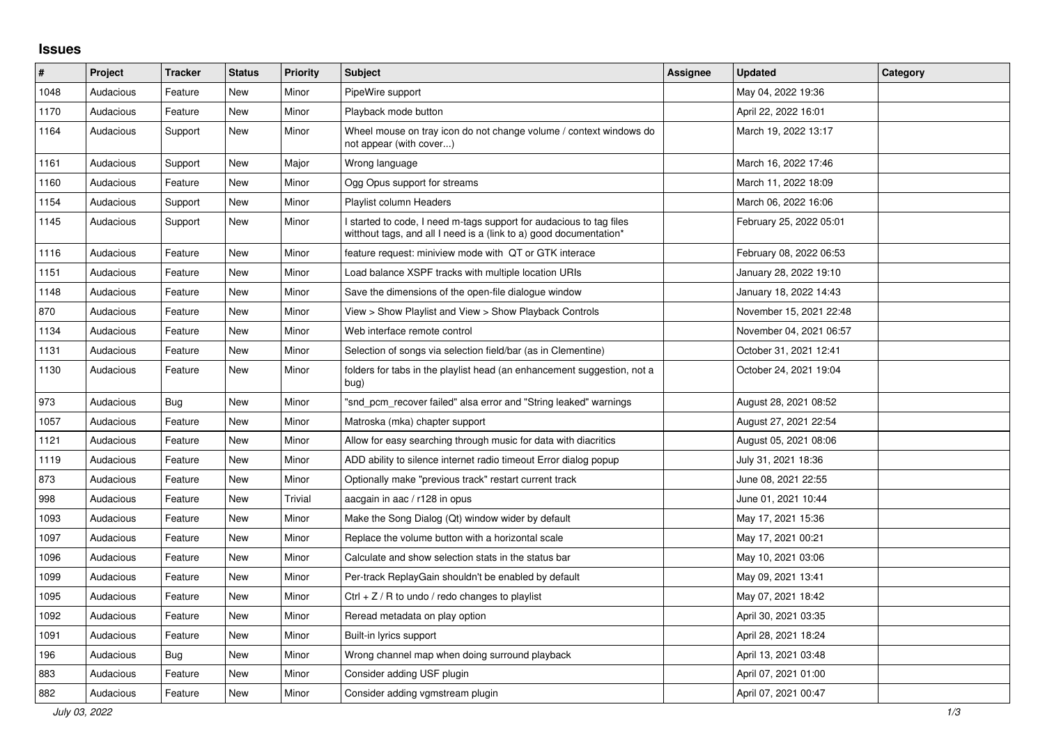## Issues

| # | Project | Tracker | Status | Priority | Subject | Assignee | Updated | Category |
|---|---|---|---|---|---|---|---|---|
| 1048 | Audacious | Feature | New | Minor | PipeWire support | | May 04, 2022 19:36 | |
| 1170 | Audacious | Feature | New | Minor | Playback mode button | | April 22, 2022 16:01 | |
| 1164 | Audacious | Support | New | Minor | Wheel mouse on tray icon do not change volume / context windows do not appear (with cover...) | | March 19, 2022 13:17 | |
| 1161 | Audacious | Support | New | Major | Wrong language | | March 16, 2022 17:46 | |
| 1160 | Audacious | Feature | New | Minor | Ogg Opus support for streams | | March 11, 2022 18:09 | |
| 1154 | Audacious | Support | New | Minor | Playlist column Headers | | March 06, 2022 16:06 | |
| 1145 | Audacious | Support | New | Minor | I started to code, I need m-tags support for audacious to tag files witthout tags, and all I need is a (link to a) good documentation* | | February 25, 2022 05:01 | |
| 1116 | Audacious | Feature | New | Minor | feature request: miniview mode with QT or GTK interace | | February 08, 2022 06:53 | |
| 1151 | Audacious | Feature | New | Minor | Load balance XSPF tracks with multiple location URIs | | January 28, 2022 19:10 | |
| 1148 | Audacious | Feature | New | Minor | Save the dimensions of the open-file dialogue window | | January 18, 2022 14:43 | |
| 870 | Audacious | Feature | New | Minor | View > Show Playlist and View > Show Playback Controls | | November 15, 2021 22:48 | |
| 1134 | Audacious | Feature | New | Minor | Web interface remote control | | November 04, 2021 06:57 | |
| 1131 | Audacious | Feature | New | Minor | Selection of songs via selection field/bar (as in Clementine) | | October 31, 2021 12:41 | |
| 1130 | Audacious | Feature | New | Minor | folders for tabs in the playlist head (an enhancement suggestion, not a bug) | | October 24, 2021 19:04 | |
| 973 | Audacious | Bug | New | Minor | "snd_pcm_recover failed" alsa error and "String leaked" warnings | | August 28, 2021 08:52 | |
| 1057 | Audacious | Feature | New | Minor | Matroska (mka) chapter support | | August 27, 2021 22:54 | |
| 1121 | Audacious | Feature | New | Minor | Allow for easy searching through music for data with diacritics | | August 05, 2021 08:06 | |
| 1119 | Audacious | Feature | New | Minor | ADD ability to silence internet radio timeout Error dialog popup | | July 31, 2021 18:36 | |
| 873 | Audacious | Feature | New | Minor | Optionally make "previous track" restart current track | | June 08, 2021 22:55 | |
| 998 | Audacious | Feature | New | Trivial | aacgain in aac / r128 in opus | | June 01, 2021 10:44 | |
| 1093 | Audacious | Feature | New | Minor | Make the Song Dialog (Qt) window wider by default | | May 17, 2021 15:36 | |
| 1097 | Audacious | Feature | New | Minor | Replace the volume button with a horizontal scale | | May 17, 2021 00:21 | |
| 1096 | Audacious | Feature | New | Minor | Calculate and show selection stats in the status bar | | May 10, 2021 03:06 | |
| 1099 | Audacious | Feature | New | Minor | Per-track ReplayGain shouldn't be enabled by default | | May 09, 2021 13:41 | |
| 1095 | Audacious | Feature | New | Minor | Ctrl + Z / R to undo / redo changes to playlist | | May 07, 2021 18:42 | |
| 1092 | Audacious | Feature | New | Minor | Reread metadata on play option | | April 30, 2021 03:35 | |
| 1091 | Audacious | Feature | New | Minor | Built-in lyrics support | | April 28, 2021 18:24 | |
| 196 | Audacious | Bug | New | Minor | Wrong channel map when doing surround playback | | April 13, 2021 03:48 | |
| 883 | Audacious | Feature | New | Minor | Consider adding USF plugin | | April 07, 2021 01:00 | |
| 882 | Audacious | Feature | New | Minor | Consider adding vgmstream plugin | | April 07, 2021 00:47 | |

*July 03, 2022*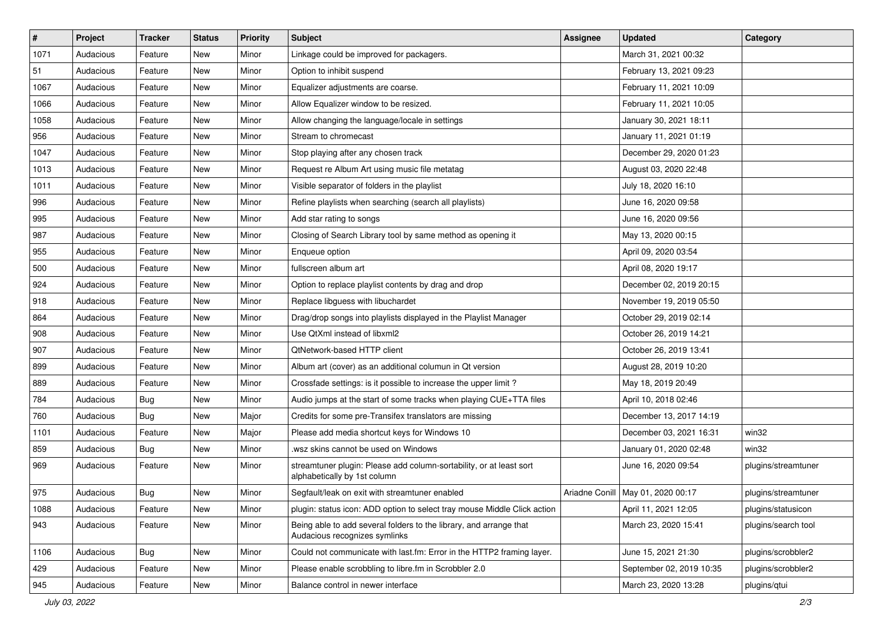| # | Project | Tracker | Status | Priority | Subject | Assignee | Updated | Category |
|---|---|---|---|---|---|---|---|---|
| 1071 | Audacious | Feature | New | Minor | Linkage could be improved for packagers. | | March 31, 2021 00:32 | |
| 51 | Audacious | Feature | New | Minor | Option to inhibit suspend | | February 13, 2021 09:23 | |
| 1067 | Audacious | Feature | New | Minor | Equalizer adjustments are coarse. | | February 11, 2021 10:09 | |
| 1066 | Audacious | Feature | New | Minor | Allow Equalizer window to be resized. | | February 11, 2021 10:05 | |
| 1058 | Audacious | Feature | New | Minor | Allow changing the language/locale in settings | | January 30, 2021 18:11 | |
| 956 | Audacious | Feature | New | Minor | Stream to chromecast | | January 11, 2021 01:19 | |
| 1047 | Audacious | Feature | New | Minor | Stop playing after any chosen track | | December 29, 2020 01:23 | |
| 1013 | Audacious | Feature | New | Minor | Request re Album Art using music file metatag | | August 03, 2020 22:48 | |
| 1011 | Audacious | Feature | New | Minor | Visible separator of folders in the playlist | | July 18, 2020 16:10 | |
| 996 | Audacious | Feature | New | Minor | Refine playlists when searching (search all playlists) | | June 16, 2020 09:58 | |
| 995 | Audacious | Feature | New | Minor | Add star rating to songs | | June 16, 2020 09:56 | |
| 987 | Audacious | Feature | New | Minor | Closing of Search Library tool by same method as opening it | | May 13, 2020 00:15 | |
| 955 | Audacious | Feature | New | Minor | Enqueue option | | April 09, 2020 03:54 | |
| 500 | Audacious | Feature | New | Minor | fullscreen album art | | April 08, 2020 19:17 | |
| 924 | Audacious | Feature | New | Minor | Option to replace playlist contents by drag and drop | | December 02, 2019 20:15 | |
| 918 | Audacious | Feature | New | Minor | Replace libguess with libuchardet | | November 19, 2019 05:50 | |
| 864 | Audacious | Feature | New | Minor | Drag/drop songs into playlists displayed in the Playlist Manager | | October 29, 2019 02:14 | |
| 908 | Audacious | Feature | New | Minor | Use QtXml instead of libxml2 | | October 26, 2019 14:21 | |
| 907 | Audacious | Feature | New | Minor | QtNetwork-based HTTP client | | October 26, 2019 13:41 | |
| 899 | Audacious | Feature | New | Minor | Album art (cover) as an additional columun in Qt version | | August 28, 2019 10:20 | |
| 889 | Audacious | Feature | New | Minor | Crossfade settings: is it possible to increase the upper limit ? | | May 18, 2019 20:49 | |
| 784 | Audacious | Bug | New | Minor | Audio jumps at the start of some tracks when playing CUE+TTA files | | April 10, 2018 02:46 | |
| 760 | Audacious | Bug | New | Major | Credits for some pre-Transifex translators are missing | | December 13, 2017 14:19 | |
| 1101 | Audacious | Feature | New | Major | Please add media shortcut keys for Windows 10 | | December 03, 2021 16:31 | win32 |
| 859 | Audacious | Bug | New | Minor | .wsz skins cannot be used on Windows | | January 01, 2020 02:48 | win32 |
| 969 | Audacious | Feature | New | Minor | streamtuner plugin: Please add column-sortability, or at least sort alphabetically by 1st column | | June 16, 2020 09:54 | plugins/streamtuner |
| 975 | Audacious | Bug | New | Minor | Segfault/leak on exit with streamtuner enabled | Ariadne Conill | May 01, 2020 00:17 | plugins/streamtuner |
| 1088 | Audacious | Feature | New | Minor | plugin: status icon: ADD option to select tray mouse Middle Click action | | April 11, 2021 12:05 | plugins/statusicon |
| 943 | Audacious | Feature | New | Minor | Being able to add several folders to the library, and arrange that Audacious recognizes symlinks | | March 23, 2020 15:41 | plugins/search tool |
| 1106 | Audacious | Bug | New | Minor | Could not communicate with last.fm: Error in the HTTP2 framing layer. | | June 15, 2021 21:30 | plugins/scrobbler2 |
| 429 | Audacious | Feature | New | Minor | Please enable scrobbling to libre.fm in Scrobbler 2.0 | | September 02, 2019 10:35 | plugins/scrobbler2 |
| 945 | Audacious | Feature | New | Minor | Balance control in newer interface | | March 23, 2020 13:28 | plugins/qtui |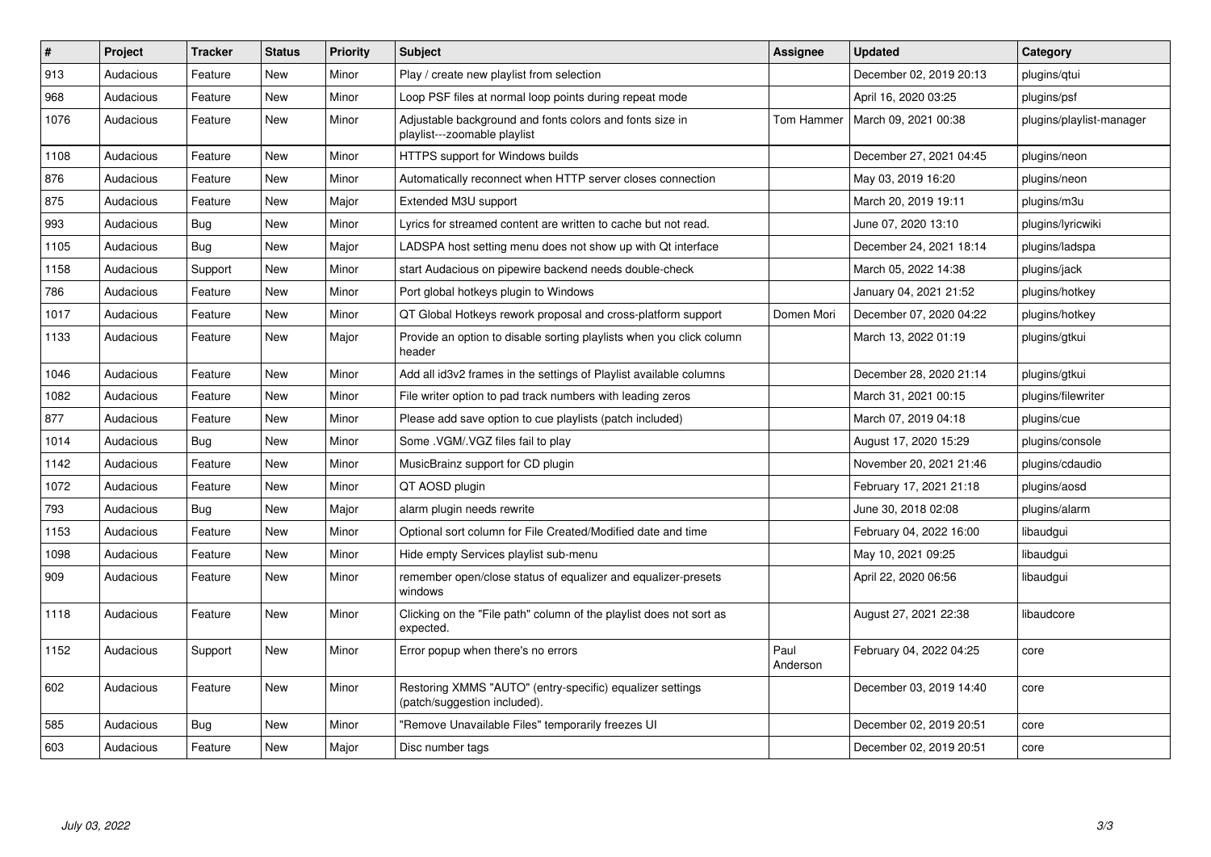| # | Project | Tracker | Status | Priority | Subject | Assignee | Updated | Category |
|---|---|---|---|---|---|---|---|---|
| 913 | Audacious | Feature | New | Minor | Play / create new playlist from selection | | December 02, 2019 20:13 | plugins/qtui |
| 968 | Audacious | Feature | New | Minor | Loop PSF files at normal loop points during repeat mode | | April 16, 2020 03:25 | plugins/psf |
| 1076 | Audacious | Feature | New | Minor | Adjustable background and fonts colors and fonts size in playlist---zoomable playlist | Tom Hammer | March 09, 2021 00:38 | plugins/playlist-manager |
| 1108 | Audacious | Feature | New | Minor | HTTPS support for Windows builds | | December 27, 2021 04:45 | plugins/neon |
| 876 | Audacious | Feature | New | Minor | Automatically reconnect when HTTP server closes connection | | May 03, 2019 16:20 | plugins/neon |
| 875 | Audacious | Feature | New | Major | Extended M3U support | | March 20, 2019 19:11 | plugins/m3u |
| 993 | Audacious | Bug | New | Minor | Lyrics for streamed content are written to cache but not read. | | June 07, 2020 13:10 | plugins/lyricwiki |
| 1105 | Audacious | Bug | New | Major | LADSPA host setting menu does not show up with Qt interface | | December 24, 2021 18:14 | plugins/ladspa |
| 1158 | Audacious | Support | New | Minor | start Audacious on pipewire backend needs double-check | | March 05, 2022 14:38 | plugins/jack |
| 786 | Audacious | Feature | New | Minor | Port global hotkeys plugin to Windows | | January 04, 2021 21:52 | plugins/hotkey |
| 1017 | Audacious | Feature | New | Minor | QT Global Hotkeys rework proposal and cross-platform support | Domen Mori | December 07, 2020 04:22 | plugins/hotkey |
| 1133 | Audacious | Feature | New | Major | Provide an option to disable sorting playlists when you click column header | | March 13, 2022 01:19 | plugins/gtkui |
| 1046 | Audacious | Feature | New | Minor | Add all id3v2 frames in the settings of Playlist available columns | | December 28, 2020 21:14 | plugins/gtkui |
| 1082 | Audacious | Feature | New | Minor | File writer option to pad track numbers with leading zeros | | March 31, 2021 00:15 | plugins/filewriter |
| 877 | Audacious | Feature | New | Minor | Please add save option to cue playlists (patch included) | | March 07, 2019 04:18 | plugins/cue |
| 1014 | Audacious | Bug | New | Minor | Some .VGM/.VGZ files fail to play | | August 17, 2020 15:29 | plugins/console |
| 1142 | Audacious | Feature | New | Minor | MusicBrainz support for CD plugin | | November 20, 2021 21:46 | plugins/cdaudio |
| 1072 | Audacious | Feature | New | Minor | QT AOSD plugin | | February 17, 2021 21:18 | plugins/aosd |
| 793 | Audacious | Bug | New | Major | alarm plugin needs rewrite | | June 30, 2018 02:08 | plugins/alarm |
| 1153 | Audacious | Feature | New | Minor | Optional sort column for File Created/Modified date and time | | February 04, 2022 16:00 | libaudgui |
| 1098 | Audacious | Feature | New | Minor | Hide empty Services playlist sub-menu | | May 10, 2021 09:25 | libaudgui |
| 909 | Audacious | Feature | New | Minor | remember open/close status of equalizer and equalizer-presets windows | | April 22, 2020 06:56 | libaudgui |
| 1118 | Audacious | Feature | New | Minor | Clicking on the "File path" column of the playlist does not sort as expected. | | August 27, 2021 22:38 | libaudcore |
| 1152 | Audacious | Support | New | Minor | Error popup when there's no errors | Paul Anderson | February 04, 2022 04:25 | core |
| 602 | Audacious | Feature | New | Minor | Restoring XMMS "AUTO" (entry-specific) equalizer settings (patch/suggestion included). | | December 03, 2019 14:40 | core |
| 585 | Audacious | Bug | New | Minor | "Remove Unavailable Files" temporarily freezes UI | | December 02, 2019 20:51 | core |
| 603 | Audacious | Feature | New | Major | Disc number tags | | December 02, 2019 20:51 | core |

*July 03, 2022*